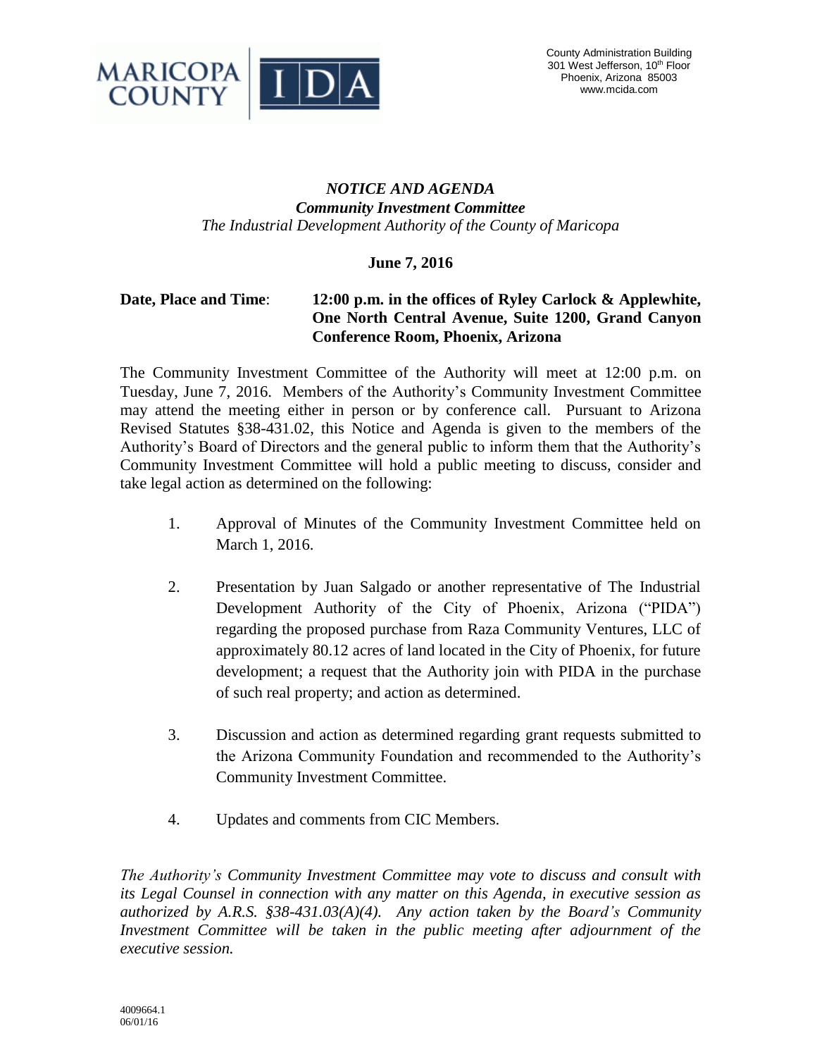MARICOPA COUNTY | IDA

County Administration Building
301 West Jefferson, 10th Floor
Phoenix, Arizona 85003
www.mcida.com

***NOTICE AND AGENDA***
***Community Investment Committee***
*The Industrial Development Authority of the County of Maricopa*

**June 7, 2016**

**Date, Place and Time**: **12:00 p.m. in the offices of Ryley Carlock & Applewhite, One North Central Avenue, Suite 1200, Grand Canyon Conference Room, Phoenix, Arizona**

The Community Investment Committee of the Authority will meet at 12:00 p.m. on Tuesday, June 7, 2016. Members of the Authority's Community Investment Committee may attend the meeting either in person or by conference call. Pursuant to Arizona Revised Statutes §38-431.02, this Notice and Agenda is given to the members of the Authority's Board of Directors and the general public to inform them that the Authority's Community Investment Committee will hold a public meeting to discuss, consider and take legal action as determined on the following:

1. Approval of Minutes of the Community Investment Committee held on March 1, 2016.

2. Presentation by Juan Salgado or another representative of The Industrial Development Authority of the City of Phoenix, Arizona ("PIDA") regarding the proposed purchase from Raza Community Ventures, LLC of approximately 80.12 acres of land located in the City of Phoenix, for future development; a request that the Authority join with PIDA in the purchase of such real property; and action as determined.

3. Discussion and action as determined regarding grant requests submitted to the Arizona Community Foundation and recommended to the Authority's Community Investment Committee.

4. Updates and comments from CIC Members.

*The Authority's Community Investment Committee may vote to discuss and consult with its Legal Counsel in connection with any matter on this Agenda, in executive session as authorized by A.R.S. §38-431.03(A)(4). Any action taken by the Board's Community Investment Committee will be taken in the public meeting after adjournment of the executive session.*

4009664.1
06/01/16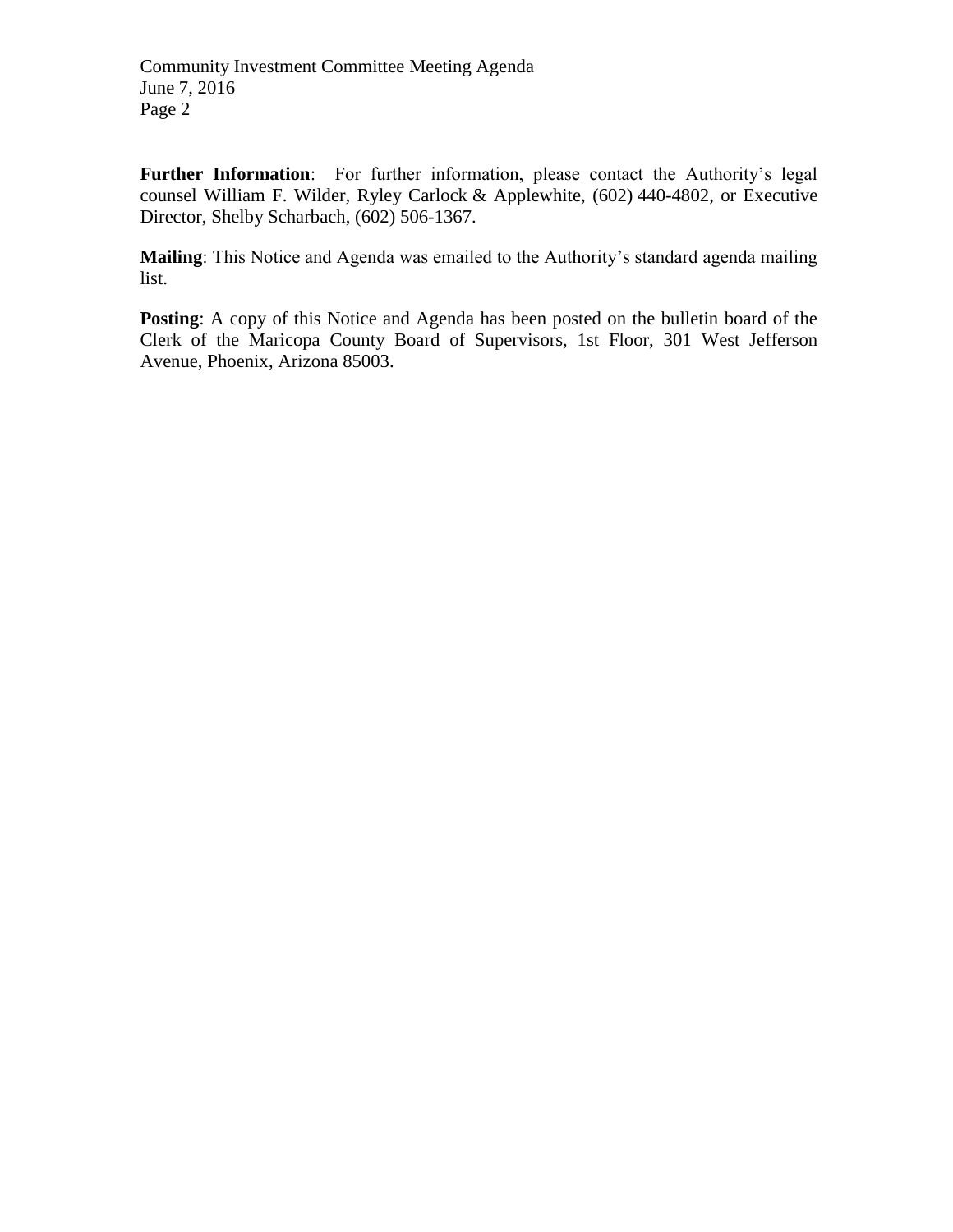**Further Information**: For further information, please contact the Authority's legal counsel William F. Wilder, Ryley Carlock & Applewhite, (602) 440-4802, or Executive Director, Shelby Scharbach, (602) 506-1367.

**Mailing**: This Notice and Agenda was emailed to the Authority's standard agenda mailing list.

**Posting**: A copy of this Notice and Agenda has been posted on the bulletin board of the Clerk of the Maricopa County Board of Supervisors, 1st Floor, 301 West Jefferson Avenue, Phoenix, Arizona 85003.